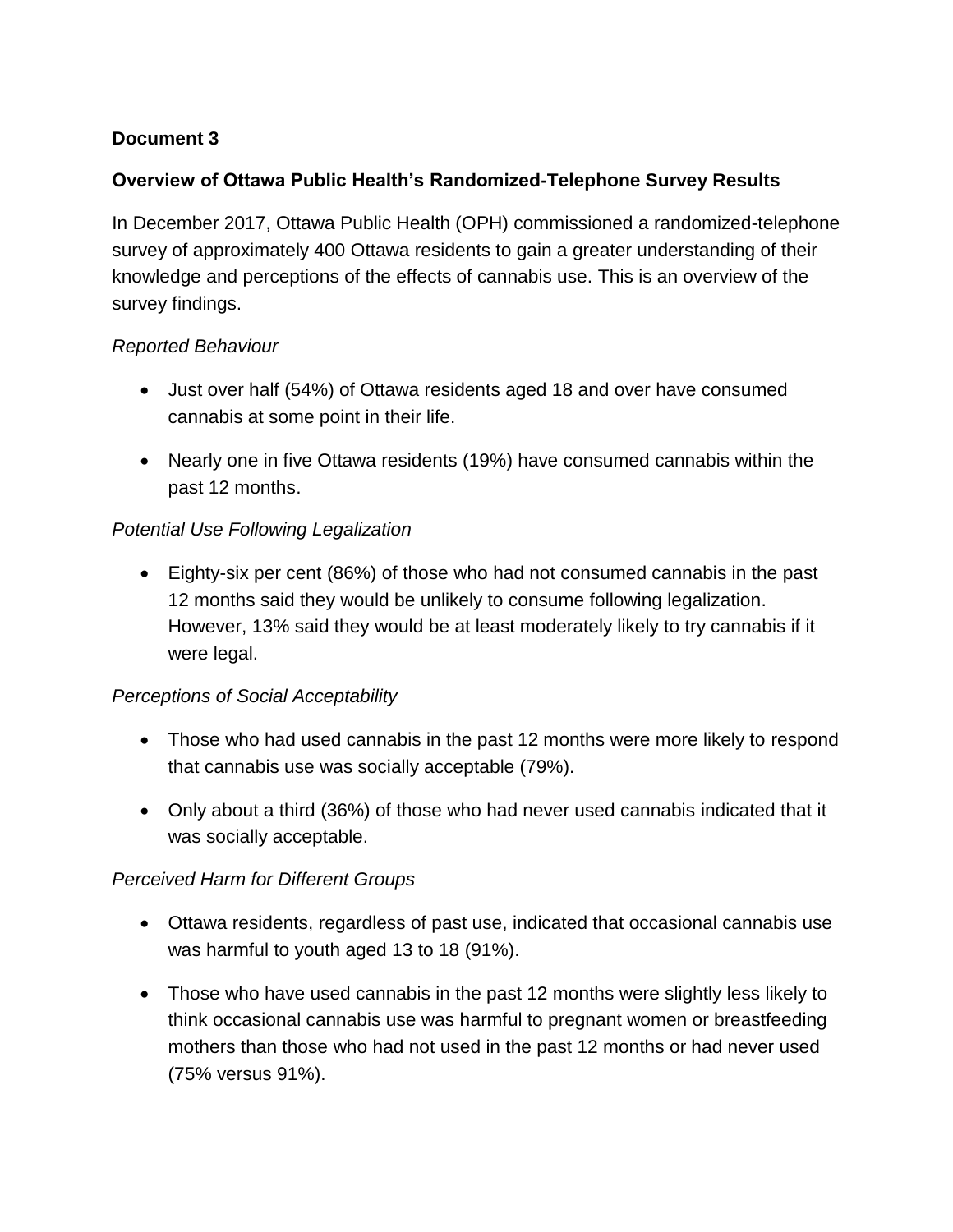**Document 3**

## Overview of Ottawa Public Health's Randomized-Telephone Survey Results

In December 2017, Ottawa Public Health (OPH) commissioned a randomized-telephone survey of approximately 400 Ottawa residents to gain a greater understanding of their knowledge and perceptions of the effects of cannabis use. This is an overview of the survey findings.

*Reported Behaviour*

- Just over half (54%) of Ottawa residents aged 18 and over have consumed cannabis at some point in their life.
- Nearly one in five Ottawa residents (19%) have consumed cannabis within the past 12 months.

*Potential Use Following Legalization*

- Eighty-six per cent (86%) of those who had not consumed cannabis in the past 12 months said they would be unlikely to consume following legalization. However, 13% said they would be at least moderately likely to try cannabis if it were legal.

*Perceptions of Social Acceptability*

- Those who had used cannabis in the past 12 months were more likely to respond that cannabis use was socially acceptable (79%).
- Only about a third (36%) of those who had never used cannabis indicated that it was socially acceptable.

*Perceived Harm for Different Groups*

- Ottawa residents, regardless of past use, indicated that occasional cannabis use was harmful to youth aged 13 to 18 (91%).
- Those who have used cannabis in the past 12 months were slightly less likely to think occasional cannabis use was harmful to pregnant women or breastfeeding mothers than those who had not used in the past 12 months or had never used (75% versus 91%).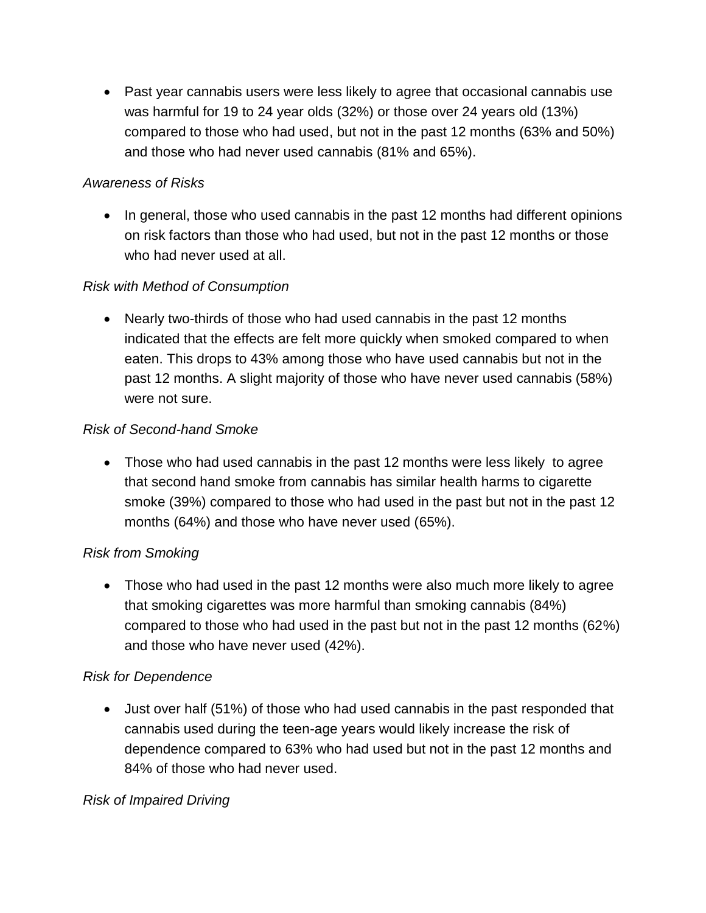- Past year cannabis users were less likely to agree that occasional cannabis use was harmful for 19 to 24 year olds (32%) or those over 24 years old (13%) compared to those who had used, but not in the past 12 months (63% and 50%) and those who had never used cannabis (81% and 65%).

*Awareness of Risks*

- In general, those who used cannabis in the past 12 months had different opinions on risk factors than those who had used, but not in the past 12 months or those who had never used at all.

*Risk with Method of Consumption*

- Nearly two-thirds of those who had used cannabis in the past 12 months indicated that the effects are felt more quickly when smoked compared to when eaten. This drops to 43% among those who have used cannabis but not in the past 12 months. A slight majority of those who have never used cannabis (58%) were not sure.

*Risk of Second-hand Smoke*

- Those who had used cannabis in the past 12 months were less likely to agree that second hand smoke from cannabis has similar health harms to cigarette smoke (39%) compared to those who had used in the past but not in the past 12 months (64%) and those who have never used (65%).

*Risk from Smoking*

- Those who had used in the past 12 months were also much more likely to agree that smoking cigarettes was more harmful than smoking cannabis (84%) compared to those who had used in the past but not in the past 12 months (62%) and those who have never used (42%).

*Risk for Dependence*

- Just over half (51%) of those who had used cannabis in the past responded that cannabis used during the teen-age years would likely increase the risk of dependence compared to 63% who had used but not in the past 12 months and 84% of those who had never used.

*Risk of Impaired Driving*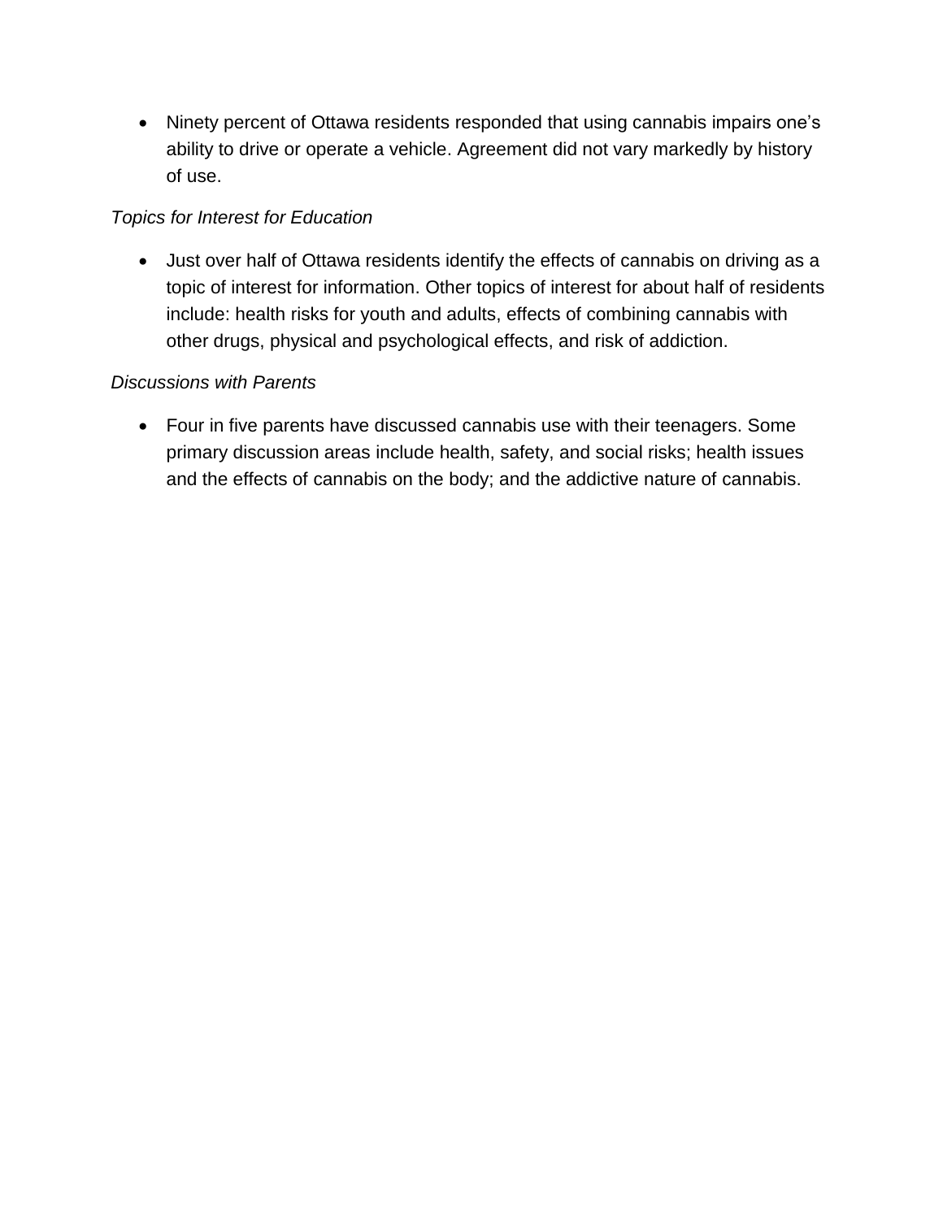- Ninety percent of Ottawa residents responded that using cannabis impairs one's ability to drive or operate a vehicle. Agreement did not vary markedly by history of use.

*Topics for Interest for Education*

- Just over half of Ottawa residents identify the effects of cannabis on driving as a topic of interest for information. Other topics of interest for about half of residents include: health risks for youth and adults, effects of combining cannabis with other drugs, physical and psychological effects, and risk of addiction.

*Discussions with Parents*

- Four in five parents have discussed cannabis use with their teenagers. Some primary discussion areas include health, safety, and social risks; health issues and the effects of cannabis on the body; and the addictive nature of cannabis.